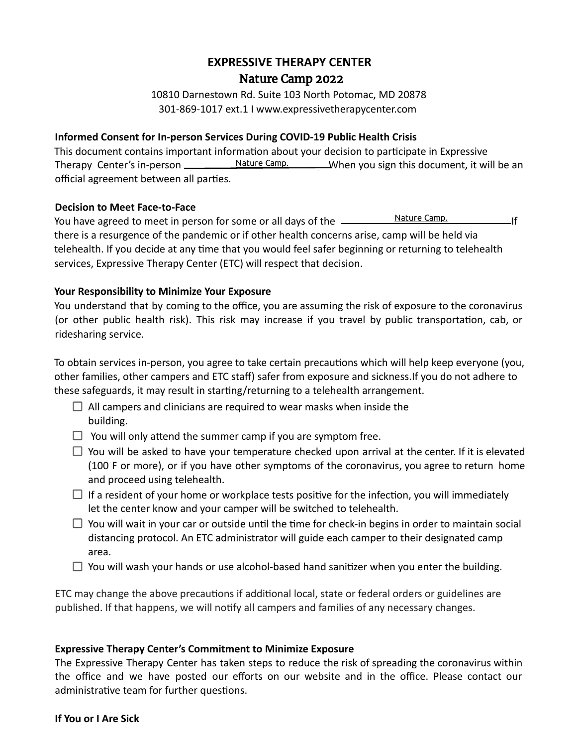# EXPRESSIVE THERAPY CENTER

## Nature Camp 2022

10810 Darnestown Rd. Suite 103 North Potomac, MD 20878

301-869-1017 ext.1 I www.expressivetherapycenter.com

### Informed Consent for In-person Services During COVID-19 Public Health Crisis

This document contains important information about your decision to participate in Expressive Therapy Center's in-person Nature Camp. When you sign this document, it will be an official agreement between all parties.

### Decision to Meet Face-to-Face

You have agreed to meet in person for some or all days of the Nature Camp. If there is a resurgence of the pandemic or if other health concerns arise, camp will be held via telehealth. If you decide at any time that you would feel safer beginning or returning to telehealth services, Expressive Therapy Center (ETC) will respect that decision.

### Your Responsibility to Minimize Your Exposure

You understand that by coming to the office, you are assuming the risk of exposure to the coronavirus (or other public health risk). This risk may increase if you travel by public transportation, cab, or ridesharing service.

To obtain services in-person, you agree to take certain precautions which will help keep everyone (you, other families, other campers and ETC staff) safer from exposure and sickness.If you do not adhere to these safeguards, it may result in starting/returning to a telehealth arrangement.

- ☐ All campers and clinicians are required to wear masks when inside the building.
- ☐ You will only attend the summer camp if you are symptom free.
- ☐ You will be asked to have your temperature checked upon arrival at the center. If it is elevated (100 F or more), or if you have other symptoms of the coronavirus, you agree to return home and proceed using telehealth.
- ☐ If a resident of your home or workplace tests positive for the infection, you will immediately let the center know and your camper will be switched to telehealth.
- ☐ You will wait in your car or outside until the time for check-in begins in order to maintain social distancing protocol. An ETC administrator will guide each camper to their designated camp area.
- ☐ You will wash your hands or use alcohol-based hand sanitizer when you enter the building.

ETC may change the above precautions if additional local, state or federal orders or guidelines are published. If that happens, we will notify all campers and families of any necessary changes.

### Expressive Therapy Center's Commitment to Minimize Exposure

The Expressive Therapy Center has taken steps to reduce the risk of spreading the coronavirus within the office and we have posted our efforts on our website and in the office. Please contact our administrative team for further questions.

### If You or I Are Sick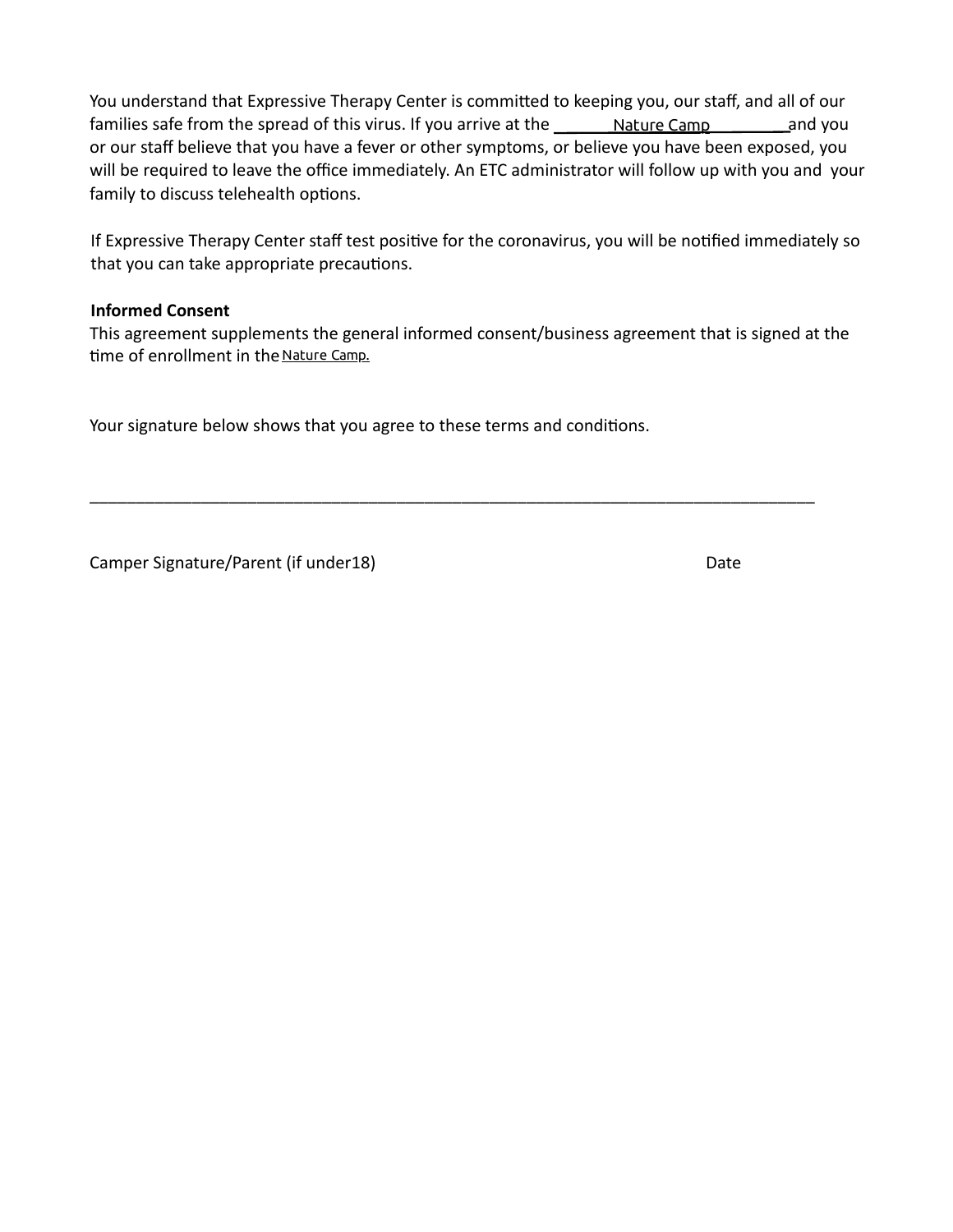You understand that Expressive Therapy Center is committed to keeping you, our staff, and all of our families safe from the spread of this virus. If you arrive at the ______Nature Camp________and you or our staff believe that you have a fever or other symptoms, or believe you have been exposed, you will be required to leave the office immediately. An ETC administrator will follow up with you and your family to discuss telehealth options.

If Expressive Therapy Center staff test positive for the coronavirus, you will be notified immediately so that you can take appropriate precautions.

**Informed Consent**

This agreement supplements the general informed consent/business agreement that is signed at the time of enrollment in the Nature Camp.

Your signature below shows that you agree to these terms and conditions.

_______________________________________________________________________________

Camper Signature/Parent (if under18) Date